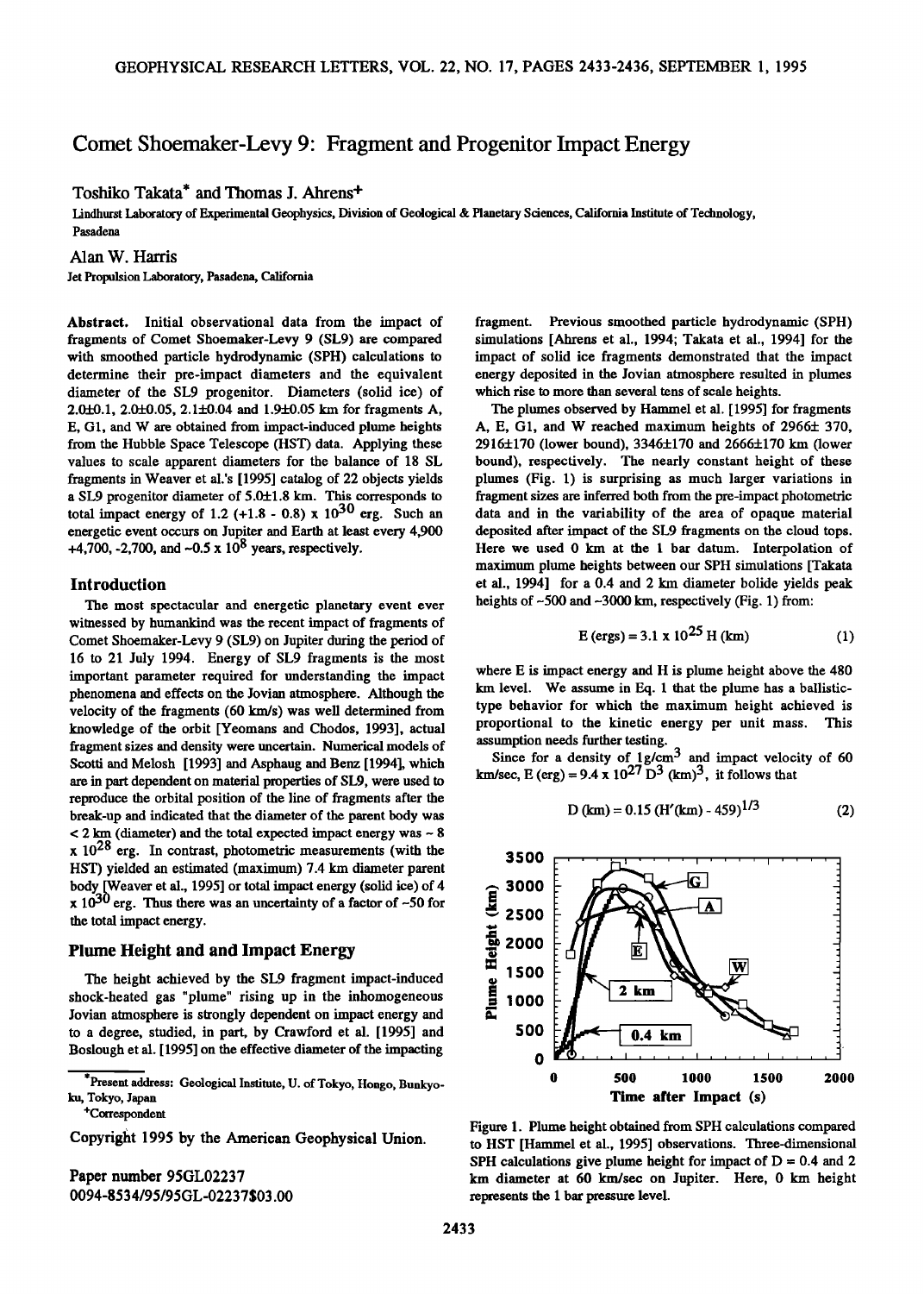# Comet Shoemaker-Levy 9: Fragment and Progenitor Impact Energy

Toshiko Takata* and Thomas J. Ahrens+

Lindhurst Laboratory of Experimental Geophysics, Division of Geological & Planetary Sciences, California Institute of Technology, Pasadena

Alan W. Harris

Jet Propulsion Laboratory, Pasadena, California

**Abstract.** Initial observational data from the impact of fragments of Comet Shoemaker-Levy 9 (SL9) are compared with smoothed particle hydrodynamic (SPH) calculations to determine their pre-impact diameters and the equivalent diameter of the SL9 progenitor. Diameters (solid ice) of 2.0±0.1, 2.0±0.05, 2.1±0.04 and 1.9±0.05 km for fragments A, E, G1, and W are obtained from impact-induced plume heights from the Hubble Space Telescope (HST) data. Applying these values to scale apparent diameters for the balance of 18 SL fragments in Weaver et al.'s [1995] catalog of 22 objects yields a SL9 progenitor diameter of 5.0±1.8 km. This corresponds to total impact energy of 1.2 (+1.8 - 0.8) x $10^{30}$ erg. Such an energetic event occurs on Jupiter and Earth at least every 4,900 +4,700, -2,700, and ~0.5 x $10^8$ years, respectively.

## Introduction

The most spectacular and energetic planetary event ever witnessed by humankind was the recent impact of fragments of Comet Shoemaker-Levy 9 (SL9) on Jupiter during the period of 16 to 21 July 1994. Energy of SL9 fragments is the most important parameter required for understanding the impact phenomena and effects on the Jovian atmosphere. Although the velocity of the fragments (60 km/s) was well determined from knowledge of the orbit [Yeomans and Chodos, 1993], actual fragment sizes and density were uncertain. Numerical models of Scotti and Melosh [1993] and Asphaug and Benz [1994], which are in part dependent on material properties of SL9, were used to reproduce the orbital position of the line of fragments after the break-up and indicated that the diameter of the parent body was < 2 km (diameter) and the total expected impact energy was ~ 8 x $10^{28}$ erg. In contrast, photometric measurements (with the HST) yielded an estimated (maximum) 7.4 km diameter parent body [Weaver et al., 1995] or total impact energy (solid ice) of 4 x $10^{30}$ erg. Thus there was an uncertainty of a factor of ~50 for the total impact energy.

## Plume Height and and Impact Energy

The height achieved by the SL9 fragment impact-induced shock-heated gas "plume" rising up in the inhomogeneous Jovian atmosphere is strongly dependent on impact energy and to a degree, studied, in part, by Crawford et al. [1995] and Boslough et al. [1995] on the effective diameter of the impacting fragment. Previous smoothed particle hydrodynamic (SPH) simulations [Ahrens et al., 1994; Takata et al., 1994] for the impact of solid ice fragments demonstrated that the impact energy deposited in the Jovian atmosphere resulted in plumes which rise to more than several tens of scale heights.

The plumes observed by Hammel et al. [1995] for fragments A, E, G1, and W reached maximum heights of 2966± 370, 2916±170 (lower bound), 3346±170 and 2666±170 km (lower bound), respectively. The nearly constant height of these plumes (Fig. 1) is surprising as much larger variations in fragment sizes are inferred both from the pre-impact photometric data and in the variability of the area of opaque material deposited after impact of the SL9 fragments on the cloud tops. Here we used 0 km at the 1 bar datum. Interpolation of maximum plume heights between our SPH simulations [Takata et al., 1994] for a 0.4 and 2 km diameter bolide yields peak heights of ~500 and ~3000 km, respectively (Fig. 1) from:

$$E \text{ (ergs)} = 3.1 \times 10^{25} \, H \text{ (km)} \tag{1}$$

where E is impact energy and H is plume height above the 480 km level. We assume in Eq. 1 that the plume has a ballistic-type behavior for which the maximum height achieved is proportional to the kinetic energy per unit mass. This assumption needs further testing.

Since for a density of 1g/cm$^3$ and impact velocity of 60 km/sec, E (erg) = 9.4 x $10^{27}$ $D^3$ (km)$^3$, it follows that

$$D \text{ (km)} = 0.15 \, (H' \text{(km)} - 459)^{1/3} \tag{2}$$

Figure 1. Plume height obtained from SPH calculations compared to HST [Hammel et al., 1995] observations. Three-dimensional SPH calculations give plume height for impact of D = 0.4 and 2 km diameter at 60 km/sec on Jupiter. Here, 0 km height represents the 1 bar pressure level.

*Present address: Geological Institute, U. of Tokyo, Hongo, Bunkyo-ku, Tokyo, Japan

+Correspondent

Copyright 1995 by the American Geophysical Union.

Paper number 95GL02237
0094-8534/95/95GL-02237$03.00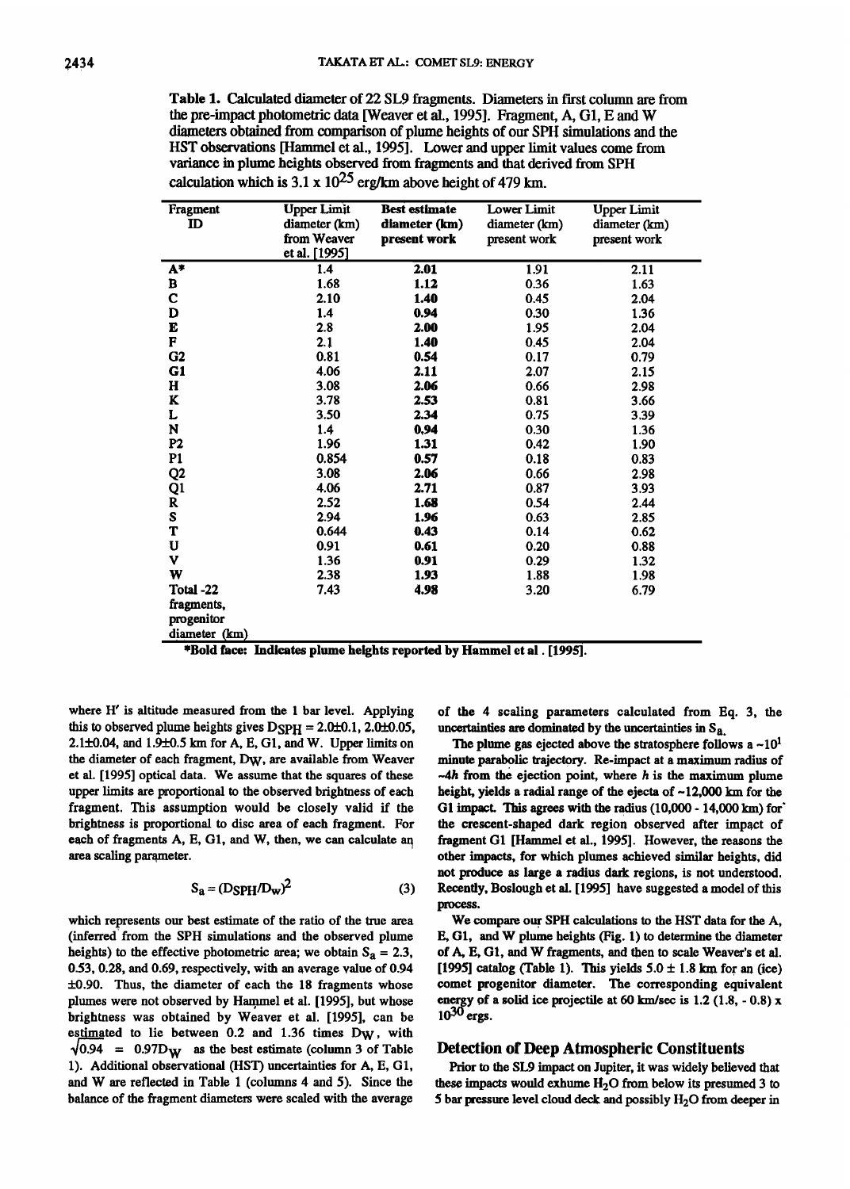**Table 1.** Calculated diameter of 22 SL9 fragments. Diameters in first column are from the pre-impact photometric data [Weaver et al., 1995]. Fragment, A, G1, E and W diameters obtained from comparison of plume heights of our SPH simulations and the HST observations [Hammel et al., 1995]. Lower and upper limit values come from variance in plume heights observed from fragments and that derived from SPH calculation which is $3.1 \times 10^{25}$ erg/km above height of 479 km.

| Fragment ID | Upper Limit diameter (km) from Weaver et al. [1995] | Best estimate diameter (km) present work | Lower Limit diameter (km) present work | Upper Limit diameter (km) present work |
|---|---|---|---|---|
| **A*** | 1.4 | **2.01** | 1.91 | 2.11 |
| B | 1.68 | **1.12** | 0.36 | 1.63 |
| C | 2.10 | **1.40** | 0.45 | 2.04 |
| D | 1.4 | **0.94** | 0.30 | 1.36 |
| **E** | 2.8 | **2.00** | 1.95 | 2.04 |
| F | 2.1 | **1.40** | 0.45 | 2.04 |
| G2 | 0.81 | **0.54** | 0.17 | 0.79 |
| **G1** | 4.06 | **2.11** | 2.07 | 2.15 |
| H | 3.08 | **2.06** | 0.66 | 2.98 |
| K | 3.78 | **2.53** | 0.81 | 3.66 |
| L | 3.50 | **2.34** | 0.75 | 3.39 |
| N | 1.4 | **0.94** | 0.30 | 1.36 |
| P2 | 1.96 | **1.31** | 0.42 | 1.90 |
| P1 | 0.854 | **0.57** | 0.18 | 0.83 |
| Q2 | 3.08 | **2.06** | 0.66 | 2.98 |
| Q1 | 4.06 | **2.71** | 0.87 | 3.93 |
| R | 2.52 | **1.68** | 0.54 | 2.44 |
| S | 2.94 | **1.96** | 0.63 | 2.85 |
| T | 0.644 | **0.43** | 0.14 | 0.62 |
| U | 0.91 | **0.61** | 0.20 | 0.88 |
| V | 1.36 | **0.91** | 0.29 | 1.32 |
| **W** | 2.38 | **1.93** | 1.88 | 1.98 |
| Total -22 fragments, progenitor diameter (km) | 7.43 | **4.98** | 3.20 | 6.79 |

***Bold face: Indicates plume heights reported by Hammel et al . [1995].**

where H′ is altitude measured from the 1 bar level. Applying this to observed plume heights gives $D_{SPH}$ = 2.0±0.1, 2.0±0.05, 2.1±0.04, and 1.9±0.5 km for A, E, G1, and W. Upper limits on the diameter of each fragment, $D_W$, are available from Weaver et al. [1995] optical data. We assume that the squares of these upper limits are proportional to the observed brightness of each fragment. This assumption would be closely valid if the brightness is proportional to disc area of each fragment. For each of fragments A, E, G1, and W, then, we can calculate an area scaling parameter.

$$S_a = (D_{SPH}/D_W)^2 \quad (3)$$

which represents our best estimate of the ratio of the true area (inferred from the SPH simulations and the observed plume heights) to the effective photometric area; we obtain $S_a$ = 2.3, 0.53, 0.28, and 0.69, respectively, with an average value of 0.94 ±0.90. Thus, the diameter of each the 18 fragments whose plumes were not observed by Hammel et al. [1995], but whose brightness was obtained by Weaver et al. [1995], can be estimated to lie between 0.2 and 1.36 times $D_W$, with $\sqrt{0.94} = 0.97D_W$ as the best estimate (column 3 of Table 1). Additional observational (HST) uncertainties for A, E, G1, and W are reflected in Table 1 (columns 4 and 5). Since the balance of the fragment diameters were scaled with the average of the 4 scaling parameters calculated from Eq. 3, the uncertainties are dominated by the uncertainties in $S_a$.

The plume gas ejected above the stratosphere follows a ~$10^1$ minute parabolic trajectory. Re-impact at a maximum radius of ~4*h* from the ejection point, where *h* is the maximum plume height, yields a radial range of the ejecta of ~12,000 km for the G1 impact. This agrees with the radius (10,000 - 14,000 km) for the crescent-shaped dark region observed after impact of fragment G1 [Hammel et al., 1995]. However, the reasons the other impacts, for which plumes achieved similar heights, did not produce as large a radius dark regions, is not understood. Recently, Boslough et al. [1995] have suggested a model of this process.

We compare our SPH calculations to the HST data for the A, E, G1, and W plume heights (Fig. 1) to determine the diameter of A, E, G1, and W fragments, and then to scale Weaver's et al. [1995] catalog (Table 1). This yields 5.0 ± 1.8 km for an (ice) comet progenitor diameter. The corresponding equivalent energy of a solid ice projectile at 60 km/sec is 1.2 (1.8, - 0.8) x $10^{30}$ ergs.

## Detection of Deep Atmospheric Constituents

Prior to the SL9 impact on Jupiter, it was widely believed that these impacts would exhume $H_2O$ from below its presumed 3 to 5 bar pressure level cloud deck and possibly $H_2O$ from deeper in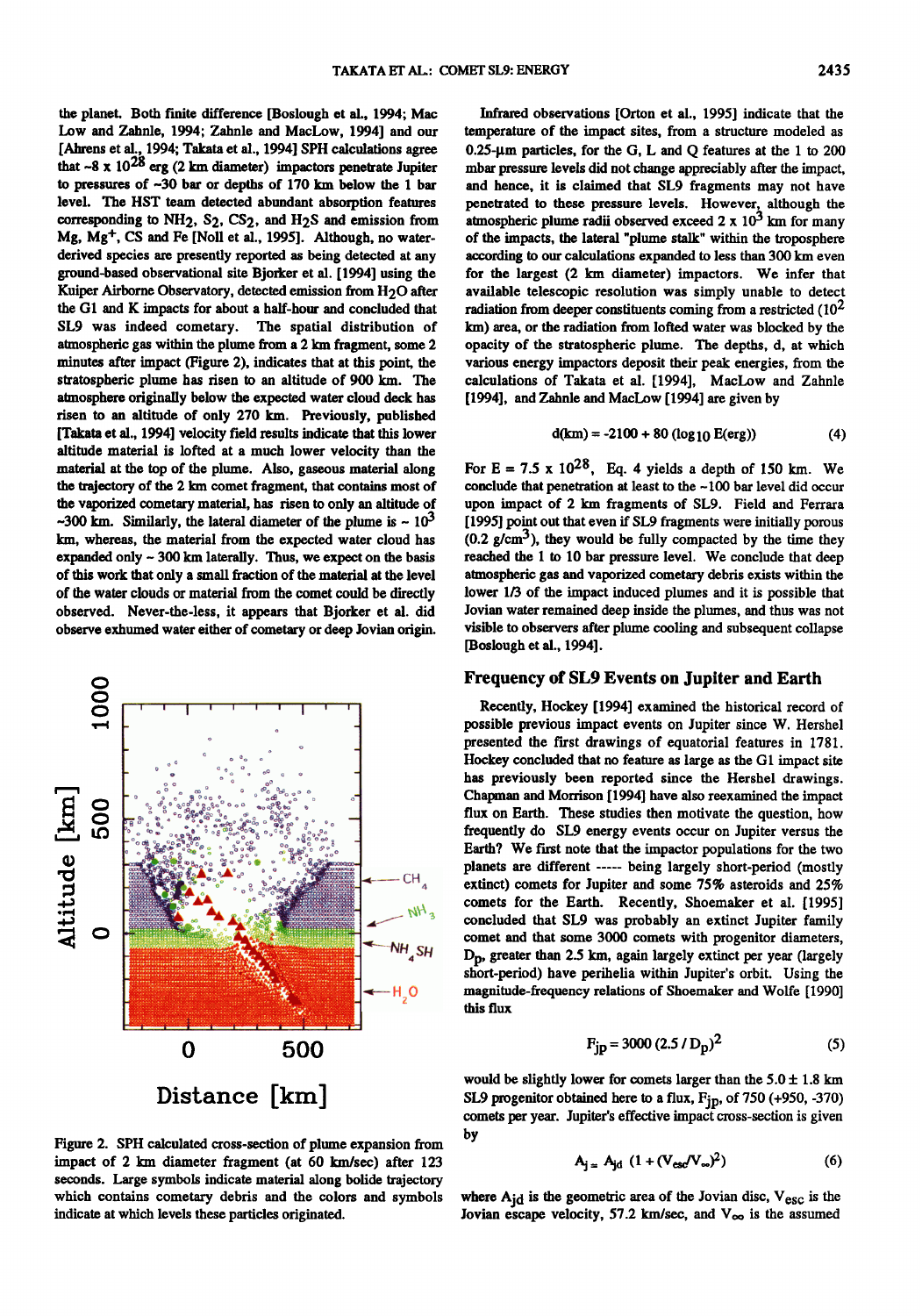the planet. Both finite difference [Boslough et al., 1994; Mac Low and Zahnle, 1994; Zahnle and MacLow, 1994] and our [Ahrens et al., 1994; Takata et al., 1994] SPH calculations agree that ~$8 \times 10^{28}$ erg (2 km diameter) impactors penetrate Jupiter to pressures of ~30 bar or depths of 170 km below the 1 bar level. The HST team detected abundant absorption features corresponding to $NH_2$, $S_2$, $CS_2$, and $H_2S$ and emission from Mg, $Mg^+$, CS and Fe [Noll et al., 1995]. Although, no water-derived species are presently reported as being detected at any ground-based observational site Bjorker et al. [1994] using the Kuiper Airborne Observatory, detected emission from $H_2O$ after the G1 and K impacts for about a half-hour and concluded that SL9 was indeed cometary. The spatial distribution of atmospheric gas within the plume from a 2 km fragment, some 2 minutes after impact (Figure 2), indicates that at this point, the stratospheric plume has risen to an altitude of 900 km. The atmosphere originally below the expected water cloud deck has risen to an altitude of only 270 km. Previously, published [Takata et al., 1994] velocity field results indicate that this lower altitude material is lofted at a much lower velocity than the material at the top of the plume. Also, gaseous material along the trajectory of the 2 km comet fragment, that contains most of the vaporized cometary material, has risen to only an altitude of ~300 km. Similarly, the lateral diameter of the plume is ~ $10^3$ km, whereas, the material from the expected water cloud has expanded only ~ 300 km laterally. Thus, we expect on the basis of this work that only a small fraction of the material at the level of the water clouds or material from the comet could be directly observed. Never-the-less, it appears that Bjorker et al. did observe exhumed water either of cometary or deep Jovian origin.

Figure 2. SPH calculated cross-section of plume expansion from impact of 2 km diameter fragment (at 60 km/sec) after 123 seconds. Large symbols indicate material along bolide trajectory which contains cometary debris and the colors and symbols indicate at which levels these particles originated.

Infrared observations [Orton et al., 1995] indicate that the temperature of the impact sites, from a structure modeled as 0.25-μm particles, for the G, L and Q features at the 1 to 200 mbar pressure levels did not change appreciably after the impact, and hence, it is claimed that SL9 fragments may not have penetrated to these pressure levels. However, although the atmospheric plume radii observed exceed $2 \times 10^3$ km for many of the impacts, the lateral "plume stalk" within the troposphere according to our calculations expanded to less than 300 km even for the largest (2 km diameter) impactors. We infer that available telescopic resolution was simply unable to detect radiation from deeper constituents coming from a restricted ($10^2$ km) area, or the radiation from lofted water was blocked by the opacity of the stratospheric plume. The depths, d, at which various energy impactors deposit their peak energies, from the calculations of Takata et al. [1994], MacLow and Zahnle [1994], and Zahnle and MacLow [1994] are given by

$$d(\text{km}) = -2100 + 80\,(\log_{10} E(\text{erg})) \tag{4}$$

For $E = 7.5 \times 10^{28}$, Eq. 4 yields a depth of 150 km. We conclude that penetration at least to the ~100 bar level did occur upon impact of 2 km fragments of SL9. Field and Ferrara [1995] point out that even if SL9 fragments were initially porous (0.2 g/cm$^3$), they would be fully compacted by the time they reached the 1 to 10 bar pressure level. We conclude that deep atmospheric gas and vaporized cometary debris exists within the lower 1/3 of the impact induced plumes and it is possible that Jovian water remained deep inside the plumes, and thus was not visible to observers after plume cooling and subsequent collapse [Boslough et al., 1994].

## Frequency of SL9 Events on Jupiter and Earth

Recently, Hockey [1994] examined the historical record of possible previous impact events on Jupiter since W. Hershel presented the first drawings of equatorial features in 1781. Hockey concluded that no feature as large as the G1 impact site has previously been reported since the Hershel drawings. Chapman and Morrison [1994] have also reexamined the impact flux on Earth. These studies then motivate the question, how frequently do SL9 energy events occur on Jupiter versus the Earth? We first note that the impactor populations for the two planets are different ----- being largely short-period (mostly extinct) comets for Jupiter and some 75% asteroids and 25% comets for the Earth. Recently, Shoemaker et al. [1995] concluded that SL9 was probably an extinct Jupiter family comet and that some 3000 comets with progenitor diameters, $D_p$, greater than 2.5 km, again largely extinct per year (largely short-period) have perihelia within Jupiter's orbit. Using the magnitude-frequency relations of Shoemaker and Wolfe [1990] this flux

$$F_{jp} = 3000\,(2.5 / D_p)^2 \tag{5}$$

would be slightly lower for comets larger than the 5.0 ± 1.8 km SL9 progenitor diameter obtained here to a flux, $F_{jp}$, of 750 (+950, -370) comets per year. Jupiter's effective impact cross-section is given by

$$A_j = A_{jd}\,(1 + (V_{esc}/V_\infty)^2) \tag{6}$$

where $A_{jd}$ is the geometric area of the Jovian disc, $V_{esc}$ is the Jovian escape velocity, 57.2 km/sec, and $V_\infty$ is the assumed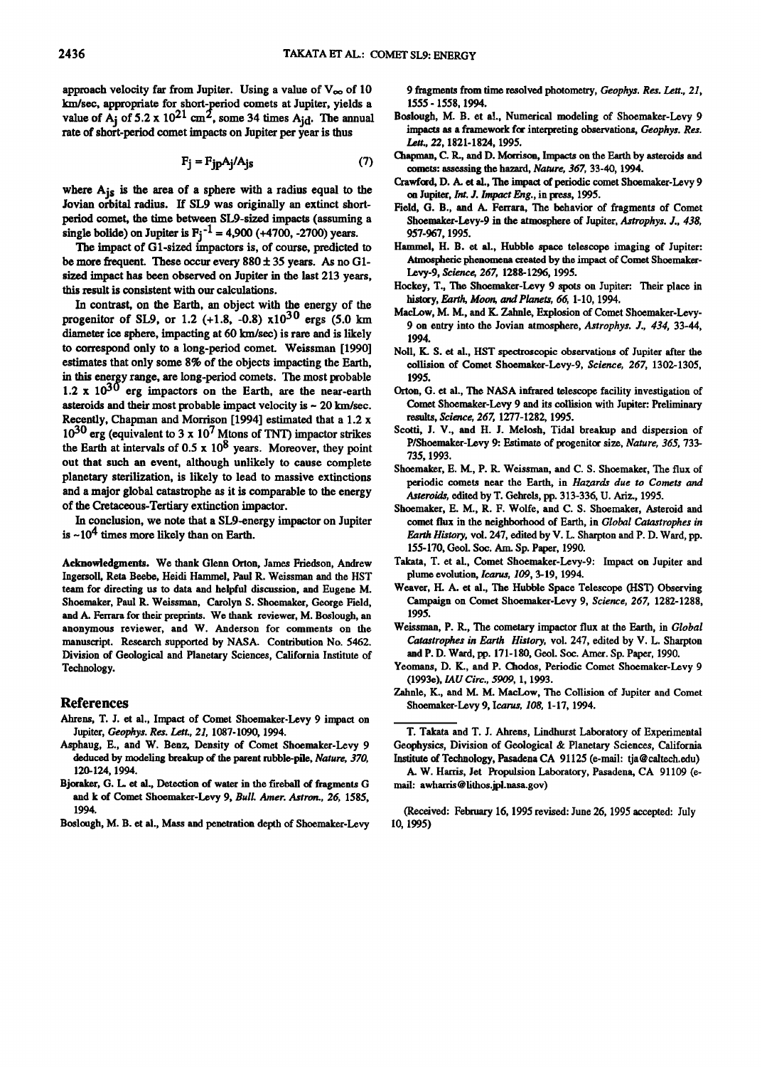approach velocity far from Jupiter. Using a value of $V_\infty$ of 10 km/sec, appropriate for short-period comets at Jupiter, yields a value of $A_j$ of $5.2 \times 10^{21}$ cm$^2$, some 34 times $A_{jd}$. The annual rate of short-period comet impacts on Jupiter per year is thus

$$F_j = F_{jp}A_j/A_{js} \qquad (7)$$

where $A_{js}$ is the area of a sphere with a radius equal to the Jovian orbital radius. If SL9 was originally an extinct short-period comet, the time between SL9-sized impacts (assuming a single bolide) on Jupiter is $F_j^{-1}$ = 4,900 (+4700, -2700) years.

The impact of G1-sized impactors is, of course, predicted to be more frequent. These occur every 880 ± 35 years. As no G1-sized impact has been observed on Jupiter in the last 213 years, this result is consistent with our calculations.

In contrast, on the Earth, an object with the energy of the progenitor of SL9, or 1.2 (+1.8, -0.8) x$10^{30}$ ergs (5.0 km diameter ice sphere, impacting at 60 km/sec) is rare and is likely to correspond only to a long-period comet. Weissman [1990] estimates that only some 8% of the objects impacting the Earth, in this energy range, are long-period comets. The most probable 1.2 x $10^{30}$ erg impactors on the Earth, are the near-earth asteroids and their most probable impact velocity is ~ 20 km/sec. Recently, Chapman and Morrison [1994] estimated that a 1.2 x $10^{30}$ erg (equivalent to 3 x $10^7$ Mtons of TNT) impactor strikes the Earth at intervals of 0.5 x $10^8$ years. Moreover, they point out that such an event, although unlikely to cause complete planetary sterilization, is likely to lead to massive extinctions and a major global catastrophe as it is comparable to the energy of the Cretaceous-Tertiary extinction impactor.

In conclusion, we note that a SL9-energy impactor on Jupiter is ~$10^4$ times more likely than on Earth.

**Acknowledgments.** We thank Glenn Orton, James Friedson, Andrew Ingersoll, Reta Beebe, Heidi Hammel, Paul R. Weissman and the HST team for directing us to data and helpful discussion, and Eugene M. Shoemaker, Paul R. Weissman, Carolyn S. Shoemaker, George Field, and A. Ferrara for their preprints. We thank reviewer, M. Boslough, an anonymous reviewer, and W. Anderson for comments on the manuscript. Research supported by NASA. Contribution No. 5462. Division of Geological and Planetary Sciences, California Institute of Technology.

## References

Ahrens, T. J. et al., Impact of Comet Shoemaker-Levy 9 impact on Jupiter, *Geophys. Res. Lett., 21,* 1087-1090, 1994.

Asphaug, E., and W. Benz, Density of Comet Shoemaker-Levy 9 deduced by modeling breakup of the parent rubble-pile, *Nature, 370,* 120-124, 1994.

Bjoraker, G. L. et al., Detection of water in the fireball of fragments G and k of Comet Shoemaker-Levy 9, *Bull. Amer. Astron., 26,* 1585, 1994.

Boslough, M. B. et al., Mass and penetration depth of Shoemaker-Levy 9 fragments from time resolved photometry, *Geophys. Res. Lett., 21,* 1555 - 1558, 1994.

Boslough, M. B. et al., Numerical modeling of Shoemaker-Levy 9 impacts as a framework for interpreting observations, *Geophys. Res. Lett., 22,* 1821-1824, 1995.

Chapman, C. R., and D. Morrison, Impacts on the Earth by asteroids and comets: assessing the hazard, *Nature, 367,* 33-40, 1994.

Crawford, D. A. et al., The impact of periodic comet Shoemaker-Levy 9 on Jupiter, *Int. J. Impact Eng.,* in press, 1995.

Field, G. B., and A. Ferrara, The behavior of fragments of Comet Shoemaker-Levy-9 in the atmosphere of Jupiter, *Astrophys. J., 438,* 957-967, 1995.

Hammel, H. B. et al., Hubble space telescope imaging of Jupiter: Atmospheric phenomena created by the impact of Comet Shoemaker-Levy-9, *Science, 267,* 1288-1296, 1995.

Hockey, T., The Shoemaker-Levy 9 spots on Jupiter: Their place in history, *Earth, Moon, and Planets, 66,* 1-10, 1994.

MacLow, M. M., and K. Zahnle, Explosion of Comet Shoemaker-Levy-9 on entry into the Jovian atmosphere, *Astrophys. J., 434,* 33-44, 1994.

Noll, K. S. et al., HST spectroscopic observations of Jupiter after the collision of Comet Shoemaker-Levy-9, *Science, 267,* 1302-1305, 1995.

Orton, G. et al., The NASA infrared telescope facility investigation of Comet Shoemaker-Levy 9 and its collision with Jupiter: Preliminary results, *Science, 267,* 1277-1282, 1995.

Scotti, J. V., and H. J. Melosh, Tidal breakup and dispersion of P/Shoemaker-Levy 9: Estimate of progenitor size, *Nature, 365,* 733-735, 1993.

Shoemaker, E. M., P. R. Weissman, and C. S. Shoemaker, The flux of periodic comets near the Earth, in *Hazards due to Comets and Asteroids,* edited by T. Gehrels, pp. 313-336, U. Ariz., 1995.

Shoemaker, E. M., R. F. Wolfe, and C. S. Shoemaker, Asteroid and comet flux in the neighborhood of Earth, in *Global Catastrophes in Earth History,* vol. 247, edited by V. L. Sharpton and P. D. Ward, pp. 155-170, Geol. Soc. Am. Sp. Paper, 1990.

Takata, T. et al., Comet Shoemaker-Levy-9: Impact on Jupiter and plume evolution, *Icarus, 109,* 3-19, 1994.

Weaver, H. A. et al., The Hubble Space Telescope (HST) Observing Campaign on Comet Shoemaker-Levy 9, *Science, 267,* 1282-1288, 1995.

Weissman, P. R., The cometary impactor flux at the Earth, in *Global Catastrophes in Earth History,* vol. 247, edited by V. L. Sharpton and P. D. Ward, pp. 171-180, Geol. Soc. Amer. Sp. Paper, 1990.

Yeomans, D. K., and P. Chodos, Periodic Comet Shoemaker-Levy 9 (1993e), *IAU Circ., 5909,* 1, 1993.

Zahnle, K., and M. M. MacLow, The Collision of Jupiter and Comet Shoemaker-Levy 9, *Icarus, 108,* 1-17, 1994.

---

T. Takata and T. J. Ahrens, Lindhurst Laboratory of Experimental Geophysics, Division of Geological & Planetary Sciences, California Institute of Technology, Pasadena CA 91125 (e-mail: tja@caltech.edu)

A. W. Harris, Jet Propulsion Laboratory, Pasadena, CA 91109 (e-mail: awharris@lithos.jpl.nasa.gov)

(Received: February 16, 1995 revised: June 26, 1995 accepted: July 10, 1995)